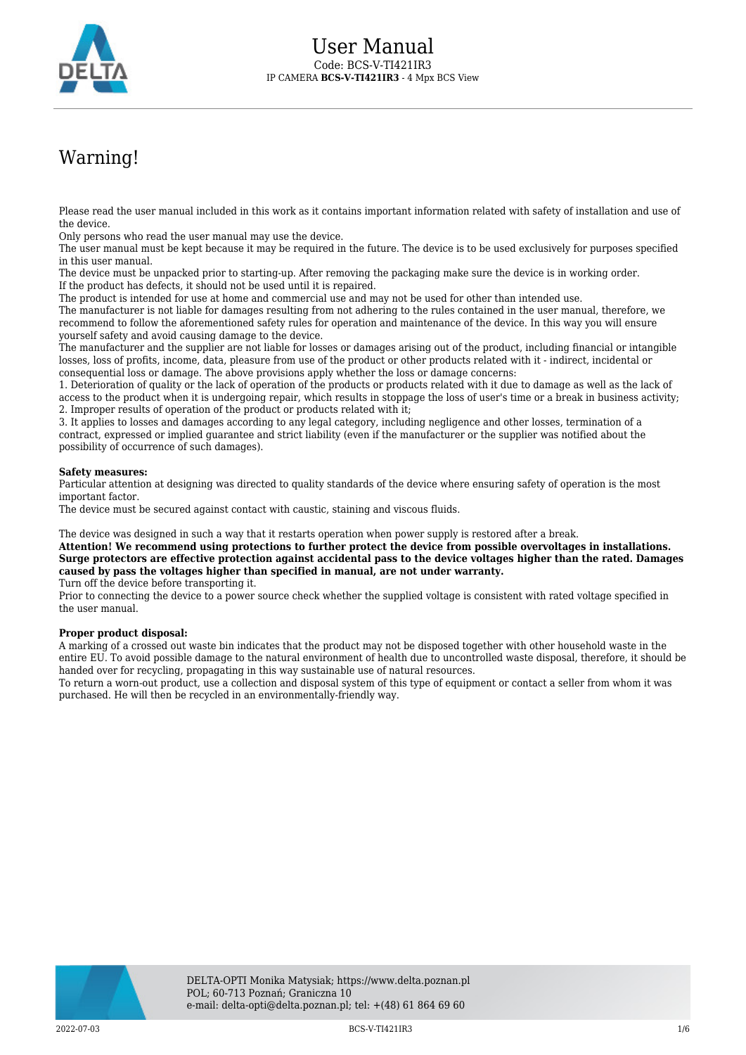# User Manual

Code: BCS-V-TI421IR3

IP CAMERA **BCS-V-TI421IR3** - 4 Mpx BCS View

## Warning!

Please read the user manual included in this work as it contains important information related with safety of installation and use of the device.

Only persons who read the user manual may use the device.

The user manual must be kept because it may be required in the future. The device is to be used exclusively for purposes specified in this user manual.

The device must be unpacked prior to starting-up. After removing the packaging make sure the device is in working order.

If the product has defects, it should not be used until it is repaired.

The product is intended for use at home and commercial use and may not be used for other than intended use.

The manufacturer is not liable for damages resulting from not adhering to the rules contained in the user manual, therefore, we recommend to follow the aforementioned safety rules for operation and maintenance of the device. In this way you will ensure yourself safety and avoid causing damage to the device.

The manufacturer and the supplier are not liable for losses or damages arising out of the product, including financial or intangible losses, loss of profits, income, data, pleasure from use of the product or other products related with it - indirect, incidental or consequential loss or damage. The above provisions apply whether the loss or damage concerns:

1. Deterioration of quality or the lack of operation of the products or products related with it due to damage as well as the lack of access to the product when it is undergoing repair, which results in stoppage the loss of user's time or a break in business activity;
2. Improper results of operation of the product or products related with it;
3. It applies to losses and damages according to any legal category, including negligence and other losses, termination of a contract, expressed or implied guarantee and strict liability (even if the manufacturer or the supplier was notified about the possibility of occurrence of such damages).

**Safety measures:**

Particular attention at designing was directed to quality standards of the device where ensuring safety of operation is the most important factor.

The device must be secured against contact with caustic, staining and viscous fluids.

The device was designed in such a way that it restarts operation when power supply is restored after a break.

**Attention! We recommend using protections to further protect the device from possible overvoltages in installations. Surge protectors are effective protection against accidental pass to the device voltages higher than the rated. Damages caused by pass the voltages higher than specified in manual, are not under warranty.**

Turn off the device before transporting it.

Prior to connecting the device to a power source check whether the supplied voltage is consistent with rated voltage specified in the user manual.

**Proper product disposal:**

A marking of a crossed out waste bin indicates that the product may not be disposed together with other household waste in the entire EU. To avoid possible damage to the natural environment of health due to uncontrolled waste disposal, therefore, it should be handed over for recycling, propagating in this way sustainable use of natural resources.

To return a worn-out product, use a collection and disposal system of this type of equipment or contact a seller from whom it was purchased. He will then be recycled in an environmentally-friendly way.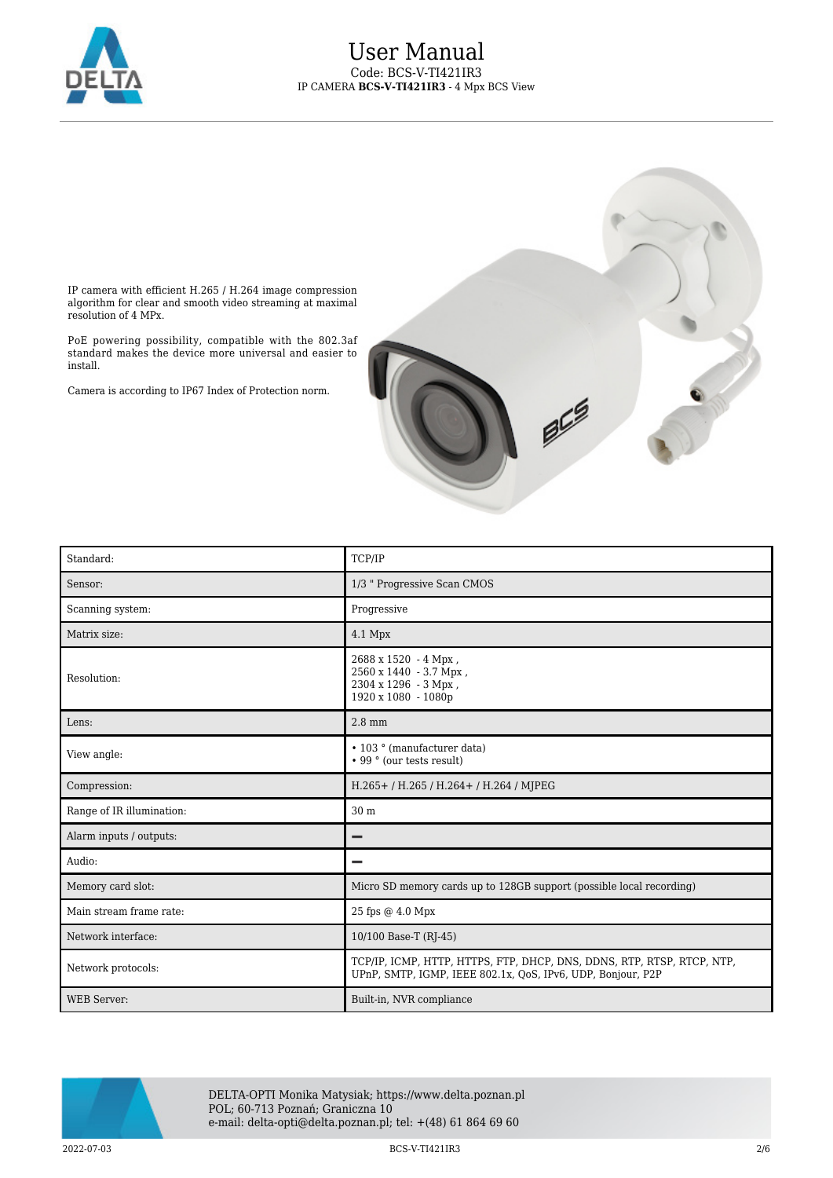IP camera with efficient H.265 / H.264 image compression algorithm for clear and smooth video streaming at maximal resolution of 4 MPx.

PoE powering possibility, compatible with the 802.3af standard makes the device more universal and easier to install.

Camera is according to IP67 Index of Protection norm.

| Standard: | TCP/IP |
|---|---|
| Sensor: | 1/3 " Progressive Scan CMOS |
| Scanning system: | Progressive |
| Matrix size: | 4.1 Mpx |
| Resolution: | 2688 x 1520 - 4 Mpx ,<br>2560 x 1440 - 3.7 Mpx ,<br>2304 x 1296 - 3 Mpx ,<br>1920 x 1080 - 1080p |
| Lens: | 2.8 mm |
| View angle: | • 103 ° (manufacturer data)<br>• 99 ° (our tests result) |
| Compression: | H.265+ / H.265 / H.264+ / H.264 / MJPEG |
| Range of IR illumination: | 30 m |
| Alarm inputs / outputs: | – |
| Audio: | – |
| Memory card slot: | Micro SD memory cards up to 128GB support (possible local recording) |
| Main stream frame rate: | 25 fps @ 4.0 Mpx |
| Network interface: | 10/100 Base-T (RJ-45) |
| Network protocols: | TCP/IP, ICMP, HTTP, HTTPS, FTP, DHCP, DNS, DDNS, RTP, RTSP, RTCP, NTP, UPnP, SMTP, IGMP, IEEE 802.1x, QoS, IPv6, UDP, Bonjour, P2P |
| WEB Server: | Built-in, NVR compliance |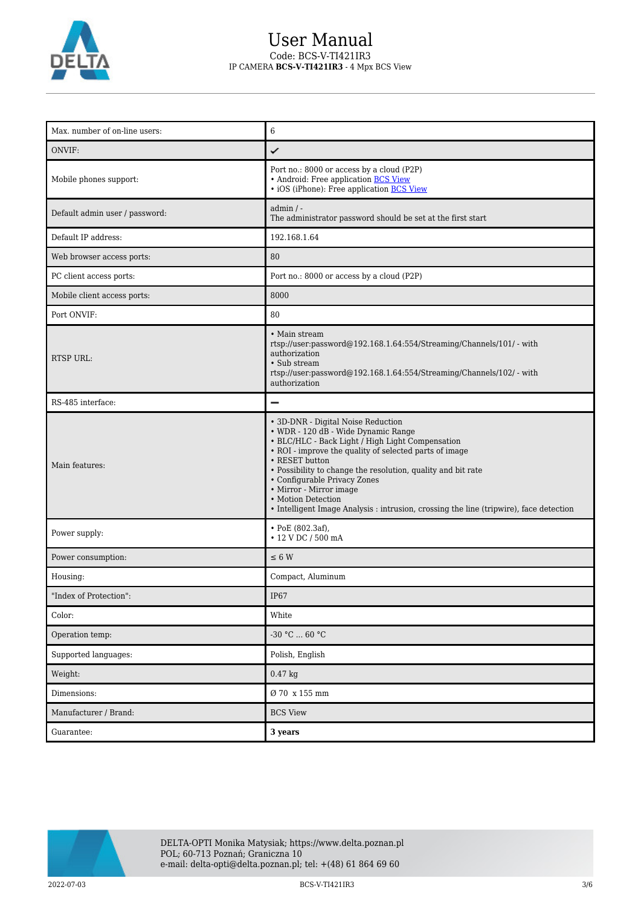| | |
|---|---|
| Max. number of on-line users: | 6 |
| ONVIF: | ✔ |
| Mobile phones support: | Port no.: 8000 or access by a cloud (P2P)<br>• Android: Free application BCS View<br>• iOS (iPhone): Free application BCS View |
| Default admin user / password: | admin / -<br>The administrator password should be set at the first start |
| Default IP address: | 192.168.1.64 |
| Web browser access ports: | 80 |
| PC client access ports: | Port no.: 8000 or access by a cloud (P2P) |
| Mobile client access ports: | 8000 |
| Port ONVIF: | 80 |
| RTSP URL: | • Main stream<br>rtsp://user:password@192.168.1.64:554/Streaming/Channels/101/ - with authorization<br>• Sub stream<br>rtsp://user:password@192.168.1.64:554/Streaming/Channels/102/ - with authorization |
| RS-485 interface: | – |
| Main features: | • 3D-DNR - Digital Noise Reduction<br>• WDR - 120 dB - Wide Dynamic Range<br>• BLC/HLC - Back Light / High Light Compensation<br>• ROI - improve the quality of selected parts of image<br>• RESET button<br>• Possibility to change the resolution, quality and bit rate<br>• Configurable Privacy Zones<br>• Mirror - Mirror image<br>• Motion Detection<br>• Intelligent Image Analysis : intrusion, crossing the line (tripwire), face detection |
| Power supply: | • PoE (802.3af),<br>• 12 V DC / 500 mA |
| Power consumption: | ≤ 6 W |
| Housing: | Compact, Aluminum |
| "Index of Protection": | IP67 |
| Color: | White |
| Operation temp: | -30 °C ... 60 °C |
| Supported languages: | Polish, English |
| Weight: | 0.47 kg |
| Dimensions: | Ø 70 x 155 mm |
| Manufacturer / Brand: | BCS View |
| Guarantee: | **3 years** |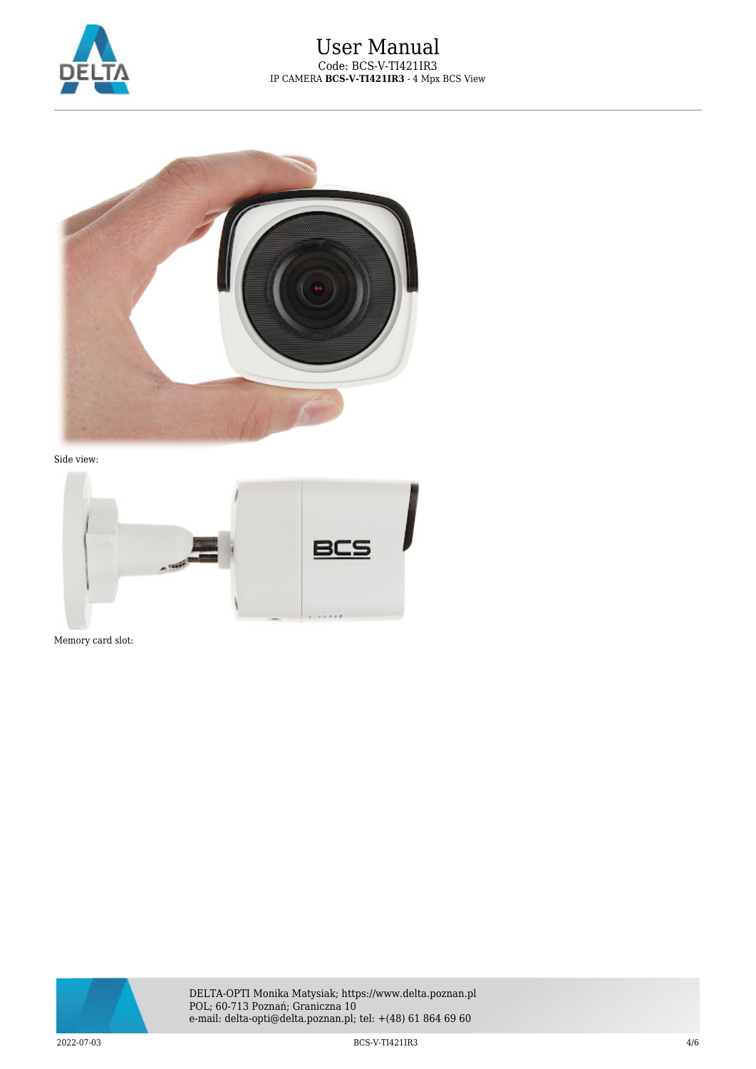Side view:

Memory card slot: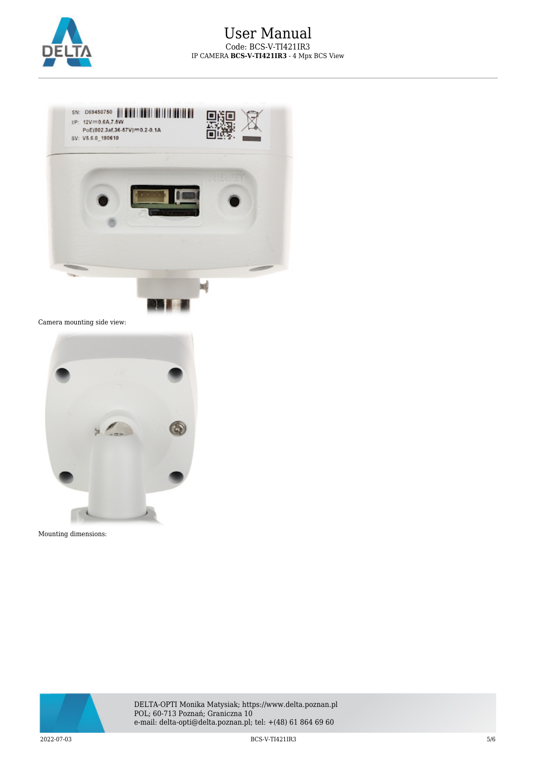Camera mounting side view:

Mounting dimensions: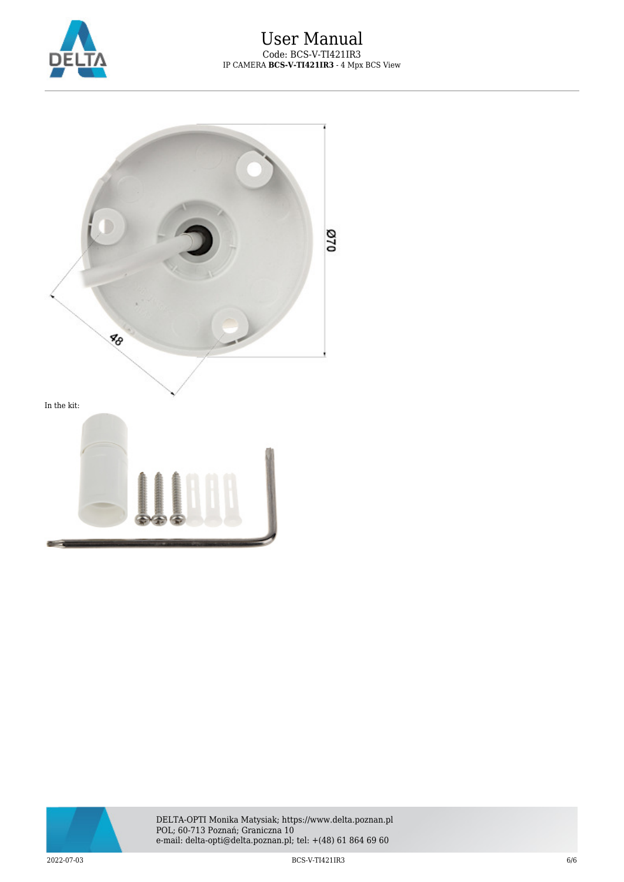In the kit: